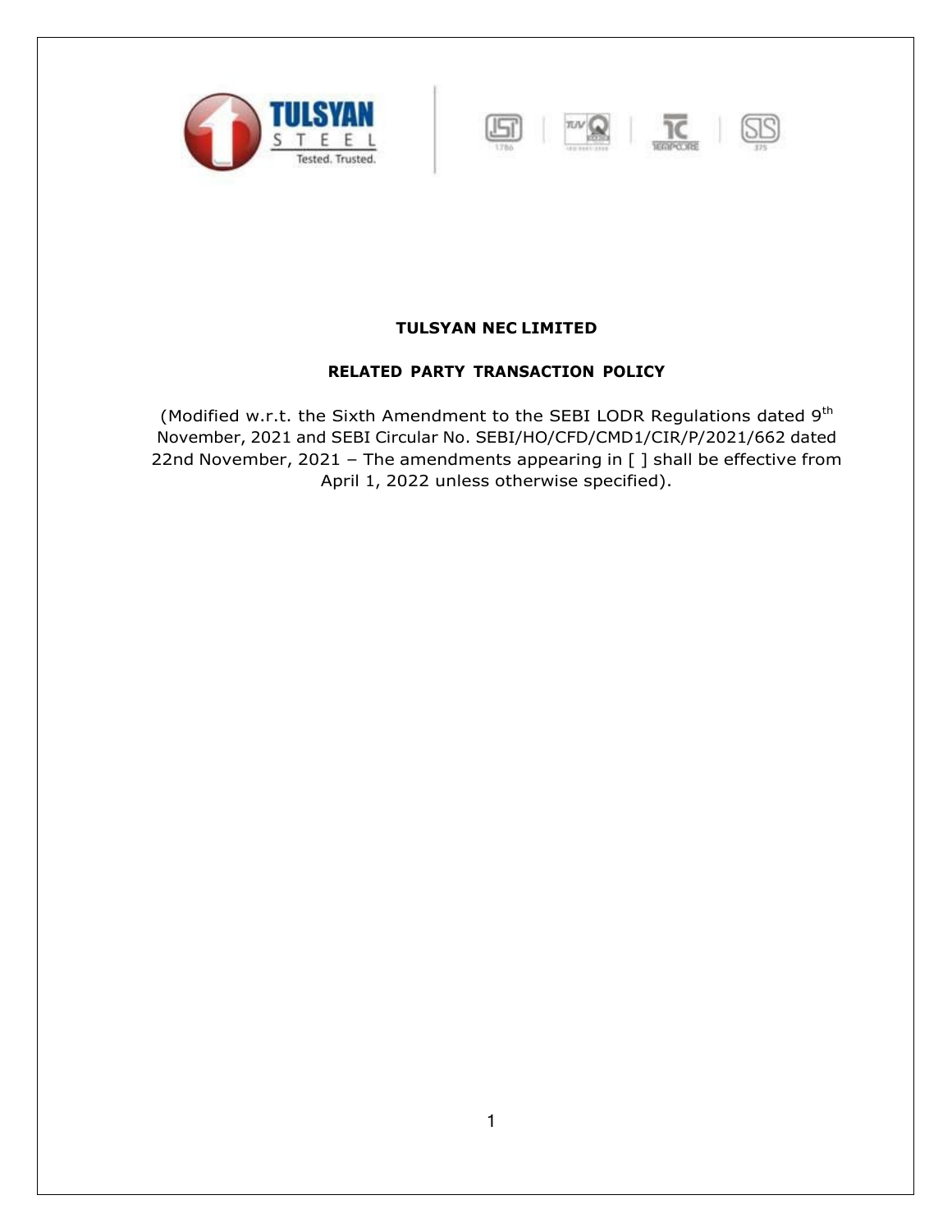# TULSYAN NEC LIMITED

## RELATED PARTY TRANSACTION POLICY

(Modified w.r.t. the Sixth Amendment to the SEBI LODR Regulations dated 9th November, 2021 and SEBI Circular No. SEBI/HO/CFD/CMD1/CIR/P/2021/662 dated 22nd November, 2021 – The amendments appearing in [ ] shall be effective from April 1, 2022 unless otherwise specified).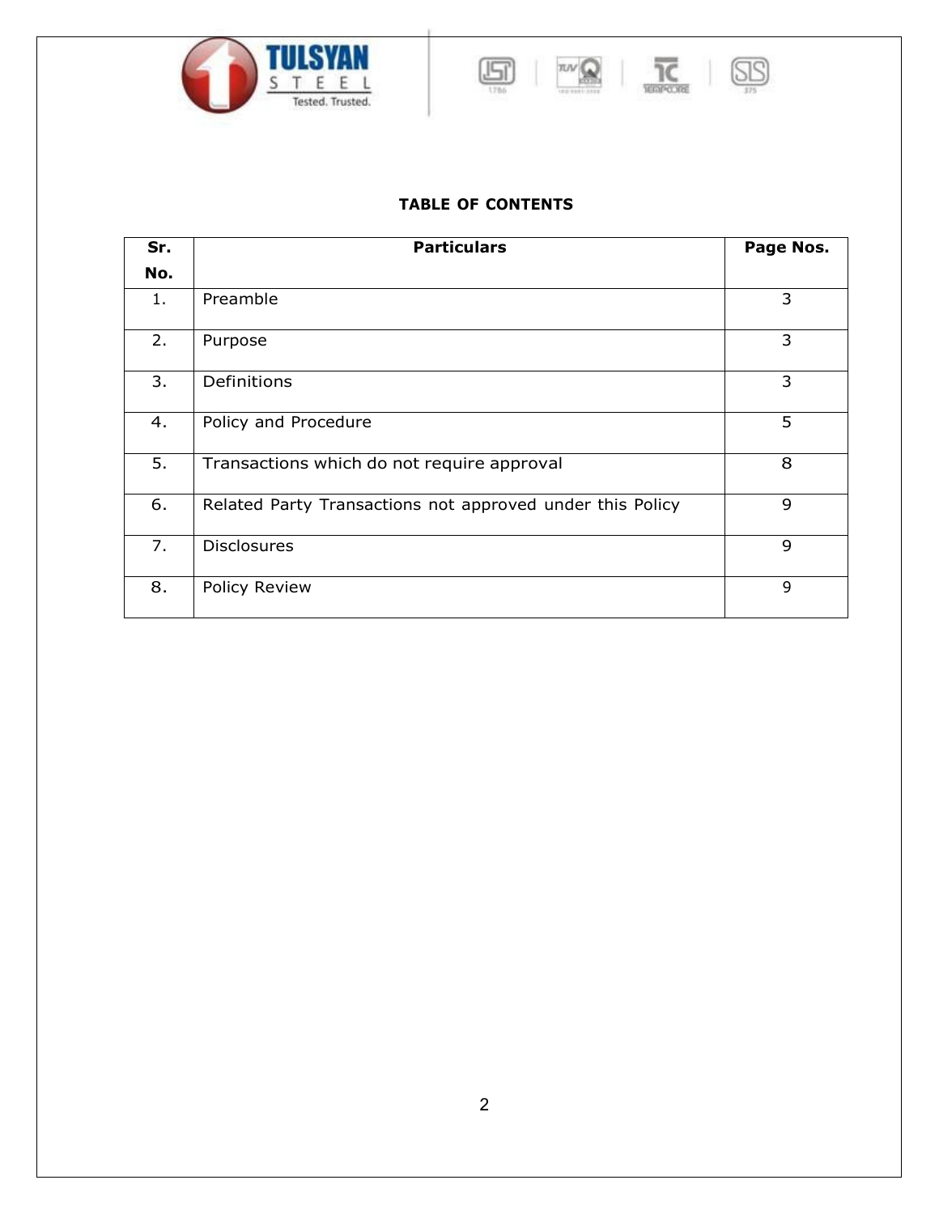**TABLE OF CONTENTS**

| Sr. No. | Particulars | Page Nos. |
|---|---|---|
| 1. | Preamble | 3 |
| 2. | Purpose | 3 |
| 3. | Definitions | 3 |
| 4. | Policy and Procedure | 5 |
| 5. | Transactions which do not require approval | 8 |
| 6. | Related Party Transactions not approved under this Policy | 9 |
| 7. | Disclosures | 9 |
| 8. | Policy Review | 9 |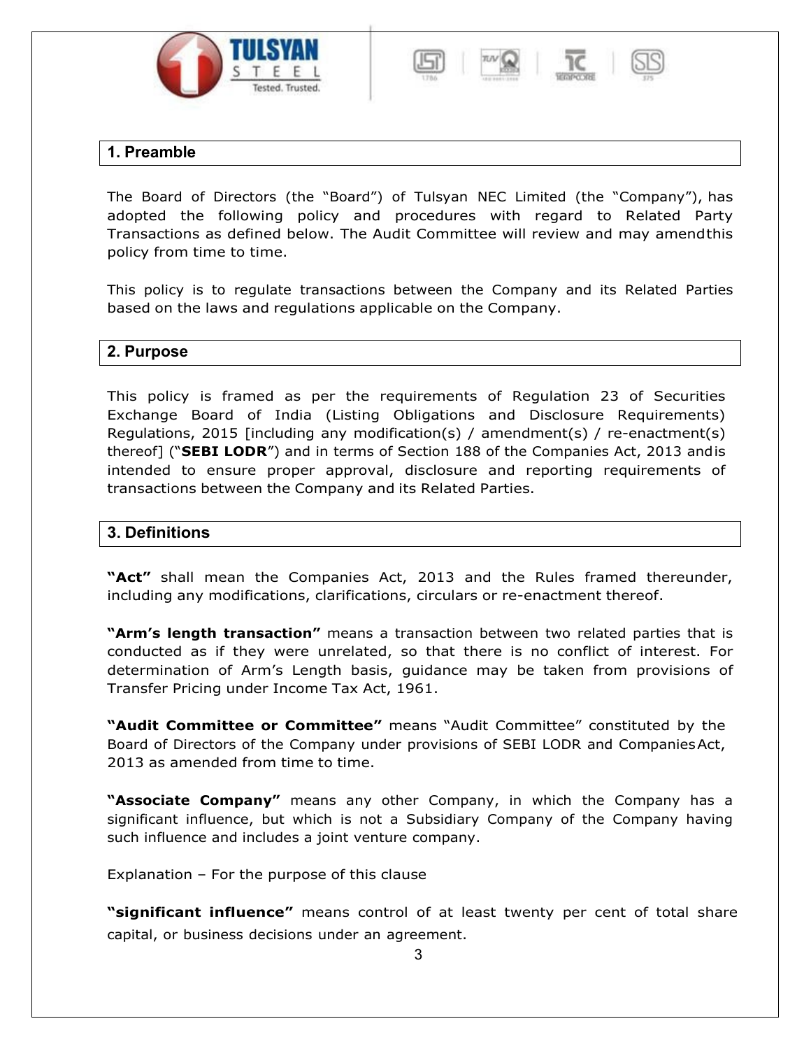## 1. Preamble

The Board of Directors (the "Board") of Tulsyan NEC Limited (the "Company"), has adopted the following policy and procedures with regard to Related Party Transactions as defined below. The Audit Committee will review and may amend this policy from time to time.

This policy is to regulate transactions between the Company and its Related Parties based on the laws and regulations applicable on the Company.

## 2. Purpose

This policy is framed as per the requirements of Regulation 23 of Securities Exchange Board of India (Listing Obligations and Disclosure Requirements) Regulations, 2015 [including any modification(s) / amendment(s) / re-enactment(s) thereof] ("**SEBI LODR**") and in terms of Section 188 of the Companies Act, 2013 and is intended to ensure proper approval, disclosure and reporting requirements of transactions between the Company and its Related Parties.

## 3. Definitions

**"Act"** shall mean the Companies Act, 2013 and the Rules framed thereunder, including any modifications, clarifications, circulars or re-enactment thereof.

**"Arm's length transaction"** means a transaction between two related parties that is conducted as if they were unrelated, so that there is no conflict of interest. For determination of Arm's Length basis, guidance may be taken from provisions of Transfer Pricing under Income Tax Act, 1961.

**"Audit Committee or Committee"** means "Audit Committee" constituted by the Board of Directors of the Company under provisions of SEBI LODR and Companies Act, 2013 as amended from time to time.

**"Associate Company"** means any other Company, in which the Company has a significant influence, but which is not a Subsidiary Company of the Company having such influence and includes a joint venture company.

Explanation – For the purpose of this clause

**"significant influence"** means control of at least twenty per cent of total share capital, or business decisions under an agreement.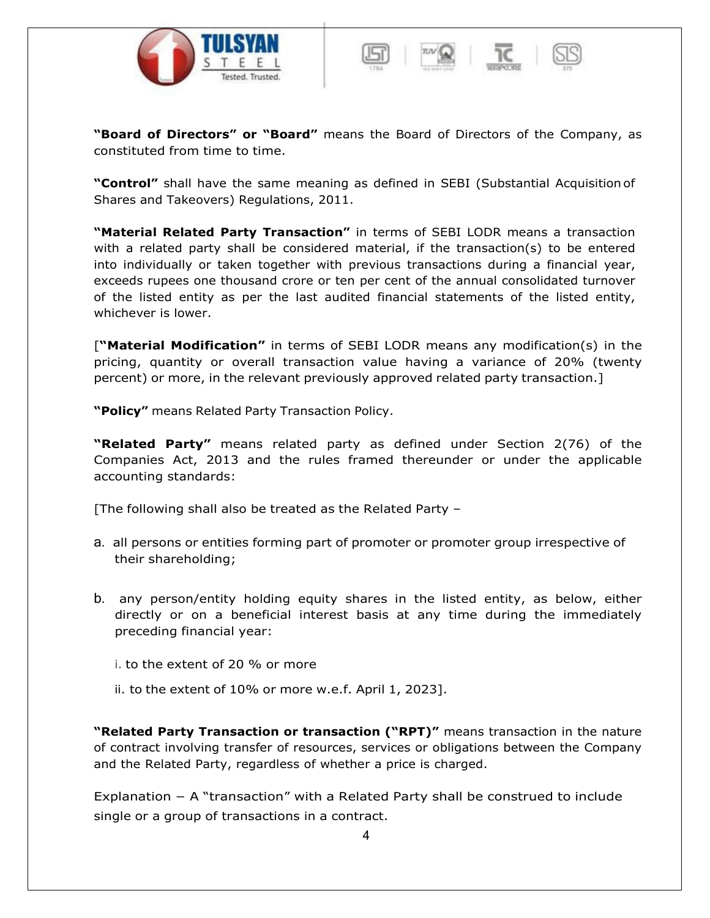**"Board of Directors" or "Board"** means the Board of Directors of the Company, as constituted from time to time.

**"Control"** shall have the same meaning as defined in SEBI (Substantial Acquisition of Shares and Takeovers) Regulations, 2011.

**"Material Related Party Transaction"** in terms of SEBI LODR means a transaction with a related party shall be considered material, if the transaction(s) to be entered into individually or taken together with previous transactions during a financial year, exceeds rupees one thousand crore or ten per cent of the annual consolidated turnover of the listed entity as per the last audited financial statements of the listed entity, whichever is lower.

[**"Material Modification"** in terms of SEBI LODR means any modification(s) in the pricing, quantity or overall transaction value having a variance of 20% (twenty percent) or more, in the relevant previously approved related party transaction.]

**"Policy"** means Related Party Transaction Policy.

**"Related Party"** means related party as defined under Section 2(76) of the Companies Act, 2013 and the rules framed thereunder or under the applicable accounting standards:

[The following shall also be treated as the Related Party –

a. all persons or entities forming part of promoter or promoter group irrespective of their shareholding;

b. any person/entity holding equity shares in the listed entity, as below, either directly or on a beneficial interest basis at any time during the immediately preceding financial year:

   i. to the extent of 20 % or more

   ii. to the extent of 10% or more w.e.f. April 1, 2023].

**"Related Party Transaction or transaction ("RPT)"** means transaction in the nature of contract involving transfer of resources, services or obligations between the Company and the Related Party, regardless of whether a price is charged.

Explanation – A "transaction" with a Related Party shall be construed to include single or a group of transactions in a contract.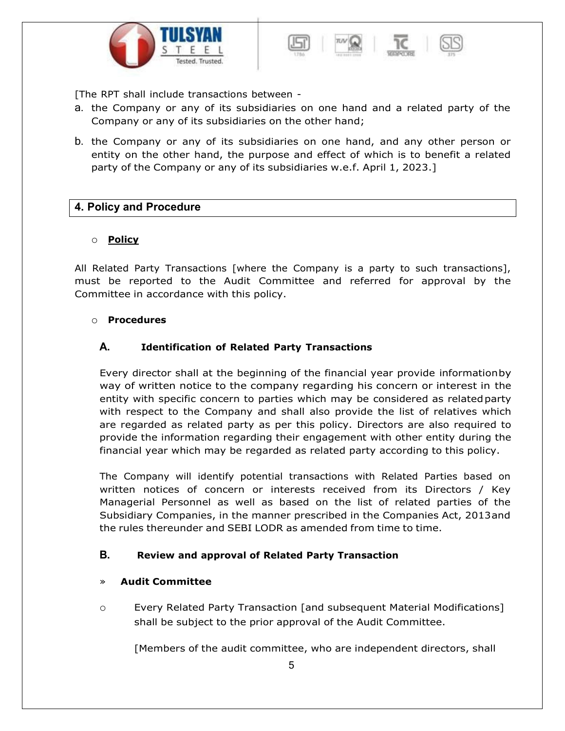[The RPT shall include transactions between -

a. the Company or any of its subsidiaries on one hand and a related party of the Company or any of its subsidiaries on the other hand;

b. the Company or any of its subsidiaries on one hand, and any other person or entity on the other hand, the purpose and effect of which is to benefit a related party of the Company or any of its subsidiaries w.e.f. April 1, 2023.]

## 4. Policy and Procedure

- **Policy**

All Related Party Transactions [where the Company is a party to such transactions], must be reported to the Audit Committee and referred for approval by the Committee in accordance with this policy.

- **Procedures**

### A. Identification of Related Party Transactions

Every director shall at the beginning of the financial year provide information by way of written notice to the company regarding his concern or interest in the entity with specific concern to parties which may be considered as related party with respect to the Company and shall also provide the list of relatives which are regarded as related party as per this policy. Directors are also required to provide the information regarding their engagement with other entity during the financial year which may be regarded as related party according to this policy.

The Company will identify potential transactions with Related Parties based on written notices of concern or interests received from its Directors / Key Managerial Personnel as well as based on the list of related parties of the Subsidiary Companies, in the manner prescribed in the Companies Act, 2013 and the rules thereunder and SEBI LODR as amended from time to time.

### B. Review and approval of Related Party Transaction

» **Audit Committee**

- Every Related Party Transaction [and subsequent Material Modifications] shall be subject to the prior approval of the Audit Committee.

  [Members of the audit committee, who are independent directors, shall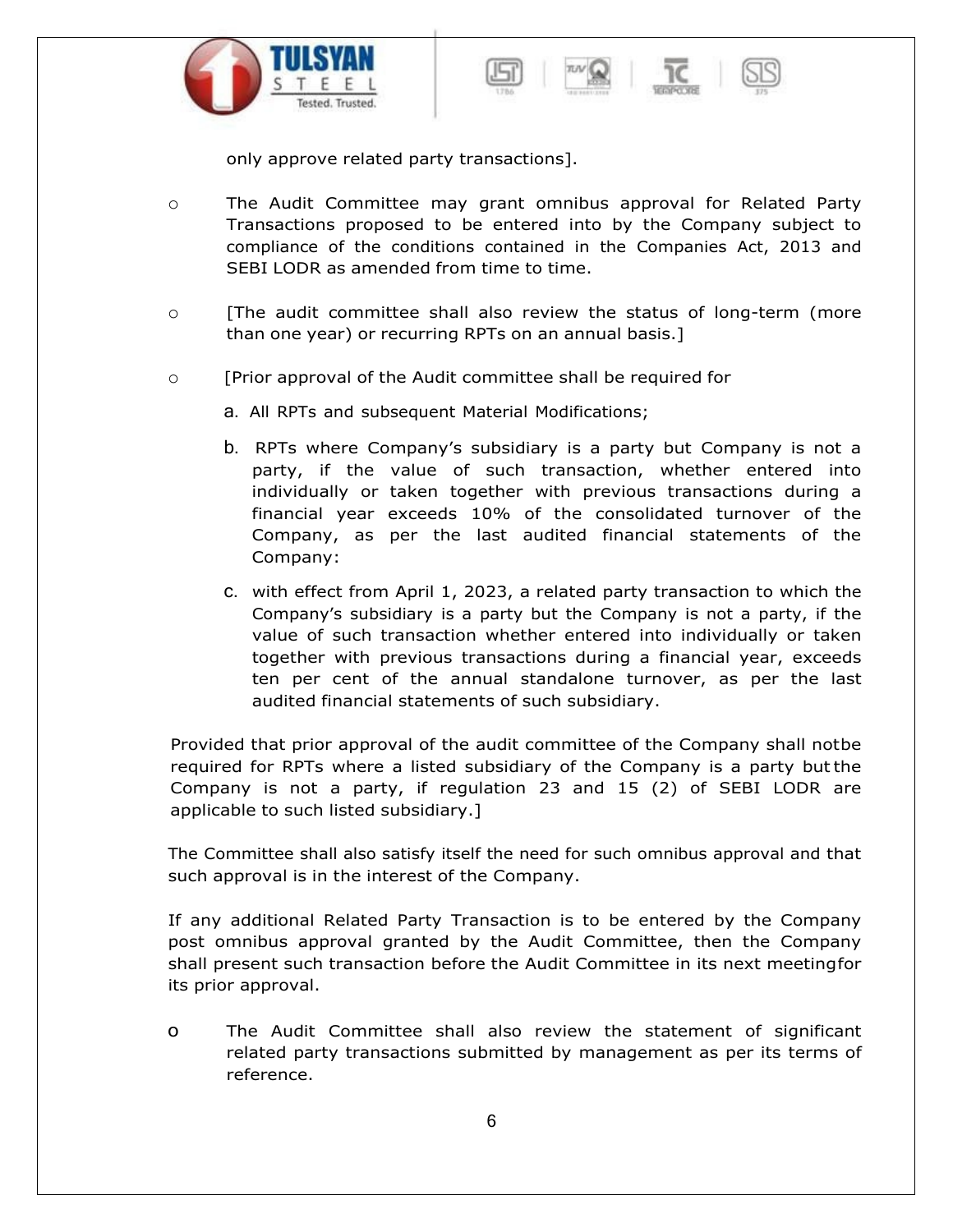only approve related party transactions].

- The Audit Committee may grant omnibus approval for Related Party Transactions proposed to be entered into by the Company subject to compliance of the conditions contained in the Companies Act, 2013 and SEBI LODR as amended from time to time.

- [The audit committee shall also review the status of long-term (more than one year) or recurring RPTs on an annual basis.]

- [Prior approval of the Audit committee shall be required for

  a. All RPTs and subsequent Material Modifications;

  b. RPTs where Company's subsidiary is a party but Company is not a party, if the value of such transaction, whether entered into individually or taken together with previous transactions during a financial year exceeds 10% of the consolidated turnover of the Company, as per the last audited financial statements of the Company:

  c. with effect from April 1, 2023, a related party transaction to which the Company's subsidiary is a party but the Company is not a party, if the value of such transaction whether entered into individually or taken together with previous transactions during a financial year, exceeds ten per cent of the annual standalone turnover, as per the last audited financial statements of such subsidiary.

Provided that prior approval of the audit committee of the Company shall notbe required for RPTs where a listed subsidiary of the Company is a party but the Company is not a party, if regulation 23 and 15 (2) of SEBI LODR are applicable to such listed subsidiary.]

The Committee shall also satisfy itself the need for such omnibus approval and that such approval is in the interest of the Company.

If any additional Related Party Transaction is to be entered by the Company post omnibus approval granted by the Audit Committee, then the Company shall present such transaction before the Audit Committee in its next meetingfor its prior approval.

- The Audit Committee shall also review the statement of significant related party transactions submitted by management as per its terms of reference.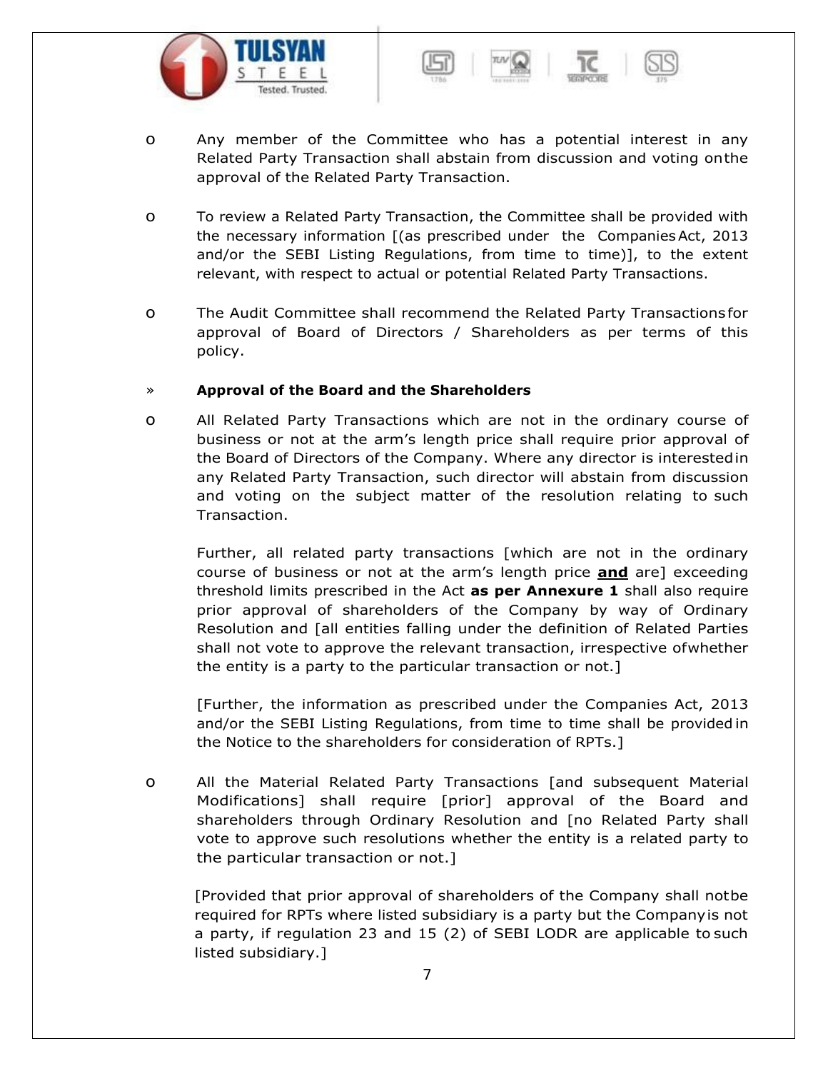- Any member of the Committee who has a potential interest in any Related Party Transaction shall abstain from discussion and voting on the approval of the Related Party Transaction.

- To review a Related Party Transaction, the Committee shall be provided with the necessary information [(as prescribed under the Companies Act, 2013 and/or the SEBI Listing Regulations, from time to time)], to the extent relevant, with respect to actual or potential Related Party Transactions.

- The Audit Committee shall recommend the Related Party Transactions for approval of Board of Directors / Shareholders as per terms of this policy.

» **Approval of the Board and the Shareholders**

- All Related Party Transactions which are not in the ordinary course of business or not at the arm's length price shall require prior approval of the Board of Directors of the Company. Where any director is interested in any Related Party Transaction, such director will abstain from discussion and voting on the subject matter of the resolution relating to such Transaction.

  Further, all related party transactions [which are not in the ordinary course of business or not at the arm's length price **and** are] exceeding threshold limits prescribed in the Act **as per Annexure 1** shall also require prior approval of shareholders of the Company by way of Ordinary Resolution and [all entities falling under the definition of Related Parties shall not vote to approve the relevant transaction, irrespective of whether the entity is a party to the particular transaction or not.]

  [Further, the information as prescribed under the Companies Act, 2013 and/or the SEBI Listing Regulations, from time to time shall be provided in the Notice to the shareholders for consideration of RPTs.]

- All the Material Related Party Transactions [and subsequent Material Modifications] shall require [prior] approval of the Board and shareholders through Ordinary Resolution and [no Related Party shall vote to approve such resolutions whether the entity is a related party to the particular transaction or not.]

  [Provided that prior approval of shareholders of the Company shall not be required for RPTs where listed subsidiary is a party but the Company is not a party, if regulation 23 and 15 (2) of SEBI LODR are applicable to such listed subsidiary.]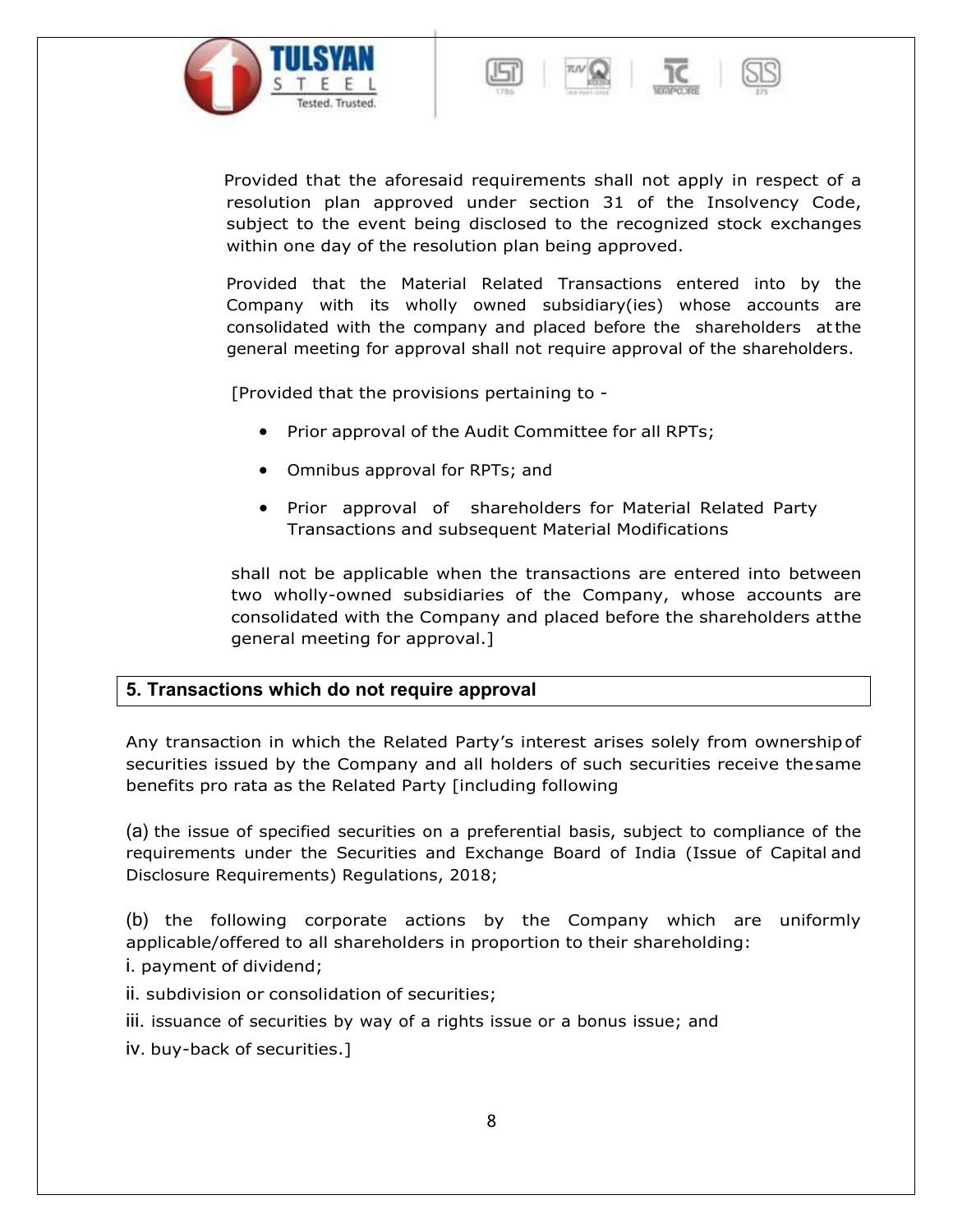Provided that the aforesaid requirements shall not apply in respect of a resolution plan approved under section 31 of the Insolvency Code, subject to the event being disclosed to the recognized stock exchanges within one day of the resolution plan being approved.

Provided that the Material Related Transactions entered into by the Company with its wholly owned subsidiary(ies) whose accounts are consolidated with the company and placed before the shareholders at the general meeting for approval shall not require approval of the shareholders.

[Provided that the provisions pertaining to -

- Prior approval of the Audit Committee for all RPTs;
- Omnibus approval for RPTs; and
- Prior approval of shareholders for Material Related Party Transactions and subsequent Material Modifications

shall not be applicable when the transactions are entered into between two wholly-owned subsidiaries of the Company, whose accounts are consolidated with the Company and placed before the shareholders at the general meeting for approval.]

## 5. Transactions which do not require approval

Any transaction in which the Related Party's interest arises solely from ownership of securities issued by the Company and all holders of such securities receive the same benefits pro rata as the Related Party [including following

(a) the issue of specified securities on a preferential basis, subject to compliance of the requirements under the Securities and Exchange Board of India (Issue of Capital and Disclosure Requirements) Regulations, 2018;

(b) the following corporate actions by the Company which are uniformly applicable/offered to all shareholders in proportion to their shareholding:

i. payment of dividend;

ii. subdivision or consolidation of securities;

iii. issuance of securities by way of a rights issue or a bonus issue; and

iv. buy-back of securities.]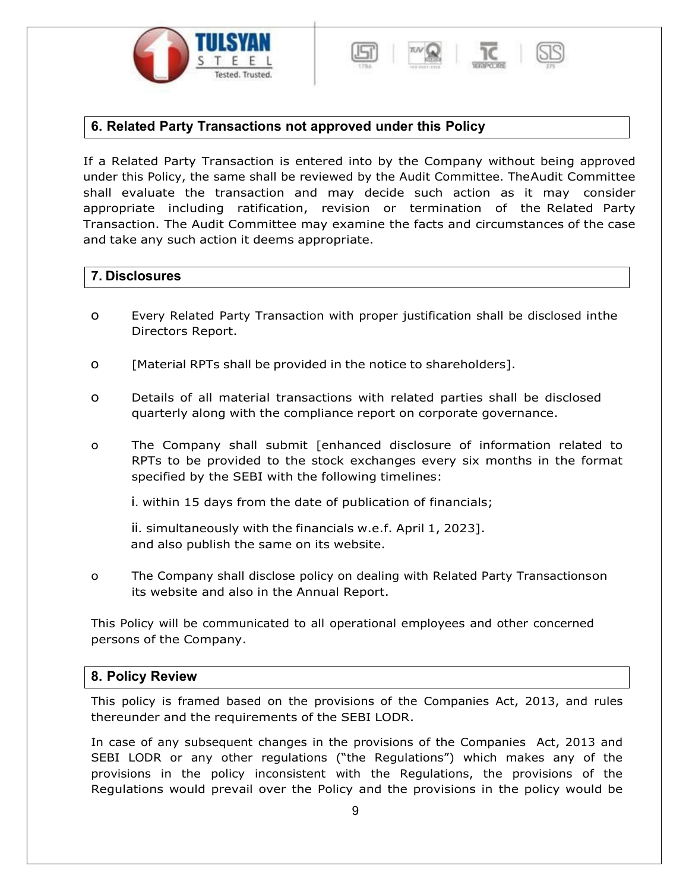## 6. Related Party Transactions not approved under this Policy

If a Related Party Transaction is entered into by the Company without being approved under this Policy, the same shall be reviewed by the Audit Committee. TheAudit Committee shall evaluate the transaction and may decide such action as it may consider appropriate including ratification, revision or termination of the Related Party Transaction. The Audit Committee may examine the facts and circumstances of the case and take any such action it deems appropriate.

## 7. Disclosures

- Every Related Party Transaction with proper justification shall be disclosed inthe Directors Report.
- [Material RPTs shall be provided in the notice to shareholders].
- Details of all material transactions with related parties shall be disclosed quarterly along with the compliance report on corporate governance.
- The Company shall submit [enhanced disclosure of information related to RPTs to be provided to the stock exchanges every six months in the format specified by the SEBI with the following timelines:

  i. within 15 days from the date of publication of financials;

  ii. simultaneously with the financials w.e.f. April 1, 2023].
  and also publish the same on its website.
- The Company shall disclose policy on dealing with Related Party Transactionson its website and also in the Annual Report.

This Policy will be communicated to all operational employees and other concerned persons of the Company.

## 8. Policy Review

This policy is framed based on the provisions of the Companies Act, 2013, and rules thereunder and the requirements of the SEBI LODR.

In case of any subsequent changes in the provisions of the Companies Act, 2013 and SEBI LODR or any other regulations ("the Regulations") which makes any of the provisions in the policy inconsistent with the Regulations, the provisions of the Regulations would prevail over the Policy and the provisions in the policy would be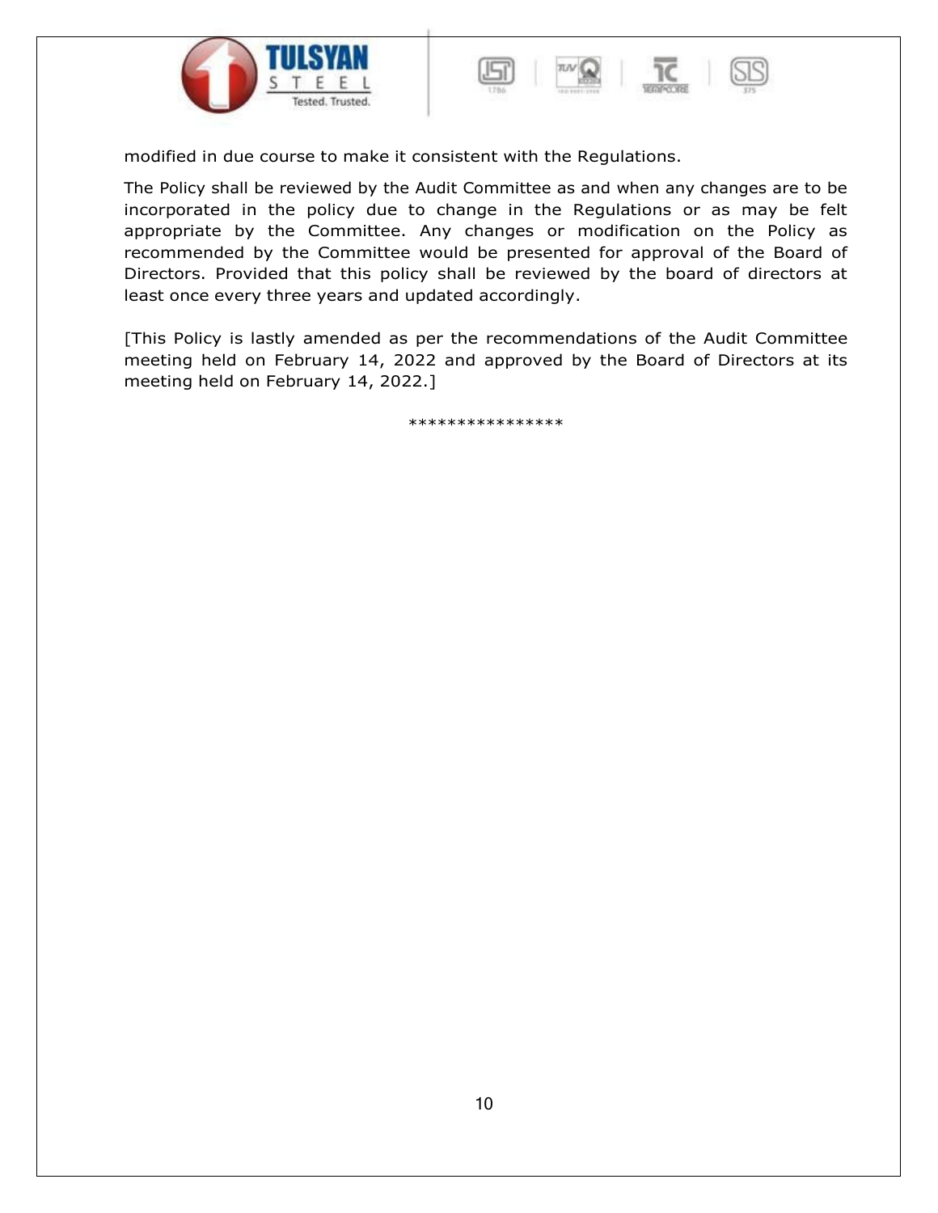modified in due course to make it consistent with the Regulations.

The Policy shall be reviewed by the Audit Committee as and when any changes are to be incorporated in the policy due to change in the Regulations or as may be felt appropriate by the Committee. Any changes or modification on the Policy as recommended by the Committee would be presented for approval of the Board of Directors. Provided that this policy shall be reviewed by the board of directors at least once every three years and updated accordingly.

[This Policy is lastly amended as per the recommendations of the Audit Committee meeting held on February 14, 2022 and approved by the Board of Directors at its meeting held on February 14, 2022.]

****************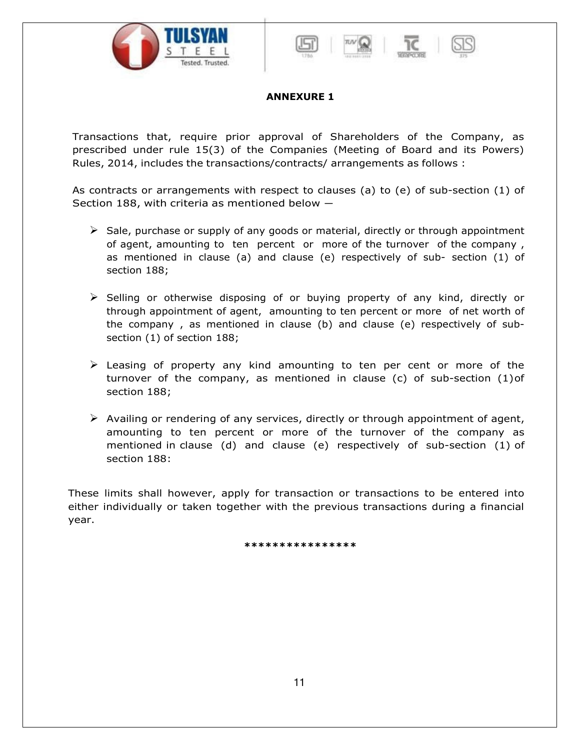## ANNEXURE 1

Transactions that, require prior approval of Shareholders of the Company, as prescribed under rule 15(3) of the Companies (Meeting of Board and its Powers) Rules, 2014, includes the transactions/contracts/ arrangements as follows :

As contracts or arrangements with respect to clauses (a) to (e) of sub-section (1) of Section 188, with criteria as mentioned below —

- Sale, purchase or supply of any goods or material, directly or through appointment of agent, amounting to ten percent or more of the turnover of the company , as mentioned in clause (a) and clause (e) respectively of sub- section (1) of section 188;
- Selling or otherwise disposing of or buying property of any kind, directly or through appointment of agent, amounting to ten percent or more of net worth of the company , as mentioned in clause (b) and clause (e) respectively of sub-section (1) of section 188;
- Leasing of property any kind amounting to ten per cent or more of the turnover of the company, as mentioned in clause (c) of sub-section (1)of section 188;
- Availing or rendering of any services, directly or through appointment of agent, amounting to ten percent or more of the turnover of the company as mentioned in clause (d) and clause (e) respectively of sub-section (1) of section 188:

These limits shall however, apply for transaction or transactions to be entered into either individually or taken together with the previous transactions during a financial year.

****************